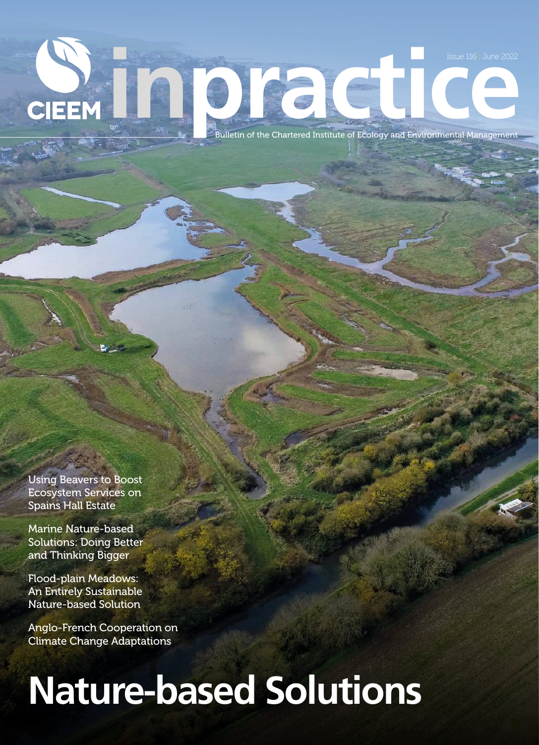CIEEM

# inpractice

Issue 116 | June 2022

Bulletin of the Chartered Institute of Ecology and Environmental Management

Using Beavers to Boost Ecosystem Services on Spains Hall Estate

Marine Nature-based Solutions: Doing Better and Thinking Bigger

Flood-plain Meadows: An Entirely Sustainable Nature-based Solution

Anglo-French Cooperation on Climate Change Adaptations

# Nature-based Solutions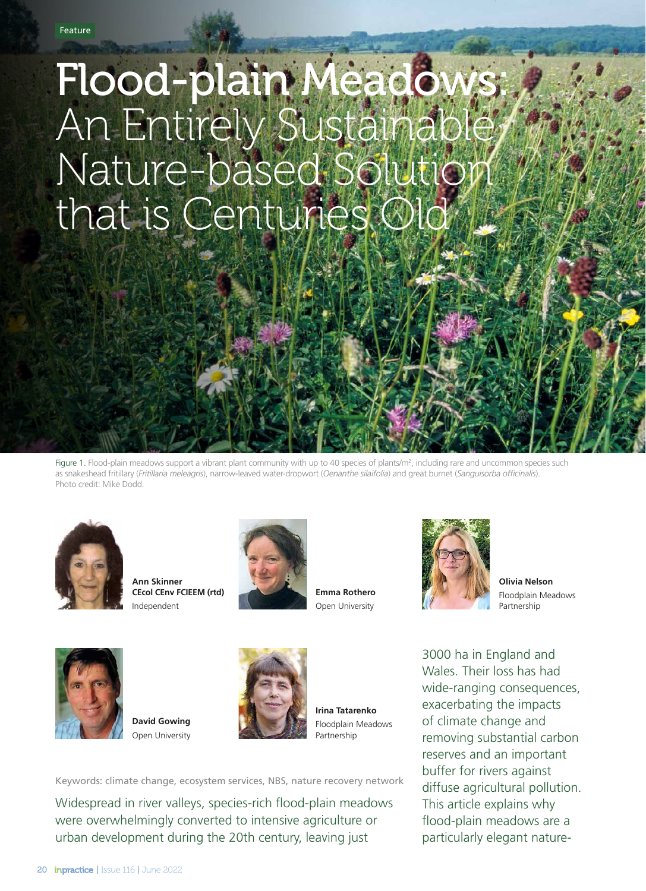Feature

# Flood-plain Meadows: An Entirely Sustainable Nature-based Solution that is Centuries Old

Figure 1. Flood-plain meadows support a vibrant plant community with up to 40 species of plants/m², including rare and uncommon species such as snakeshead fritillary (*Fritillaria meleagris*), narrow-leaved water-dropwort (*Oenanthe silaifolia*) and great burnet (*Sanguisorba officinalis*). Photo credit: Mike Dodd.

**Ann Skinner**
**CEcol CEnv FCIEEM (rtd)**
Independent

**Emma Rothero**
Open University

**Olivia Nelson**
Floodplain Meadows Partnership

**David Gowing**
Open University

**Irina Tatarenko**
Floodplain Meadows Partnership

Keywords: climate change, ecosystem services, NBS, nature recovery network

Widespread in river valleys, species-rich flood-plain meadows were overwhelmingly converted to intensive agriculture or urban development during the 20th century, leaving just 3000 ha in England and Wales. Their loss has had wide-ranging consequences, exacerbating the impacts of climate change and removing substantial carbon reserves and an important buffer for rivers against diffuse agricultural pollution. This article explains why flood-plain meadows are a particularly elegant nature-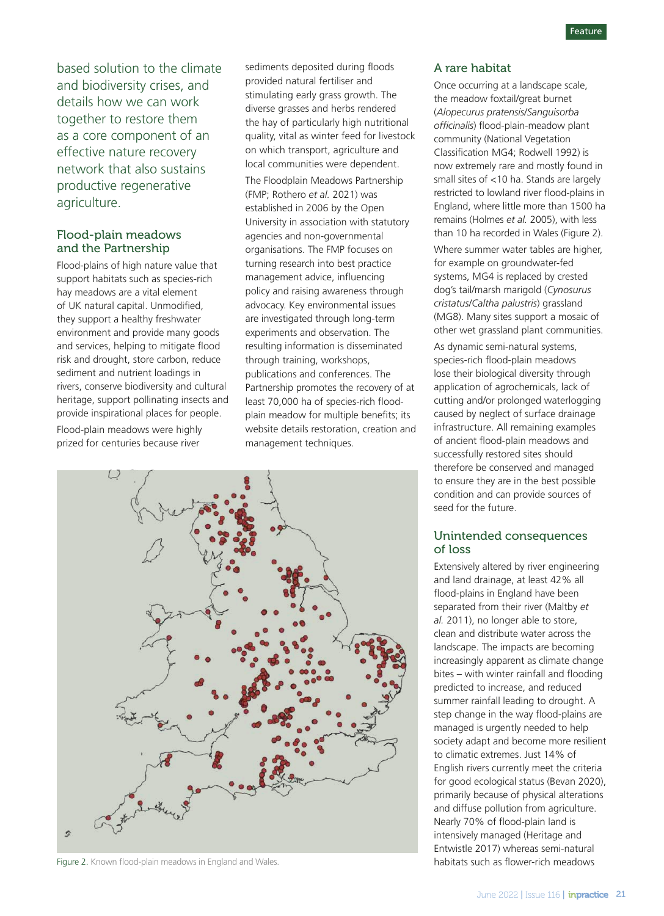based solution to the climate and biodiversity crises, and details how we can work together to restore them as a core component of an effective nature recovery network that also sustains productive regenerative agriculture.

## Flood-plain meadows and the Partnership

Flood-plains of high nature value that support habitats such as species-rich hay meadows are a vital element of UK natural capital. Unmodified, they support a healthy freshwater environment and provide many goods and services, helping to mitigate flood risk and drought, store carbon, reduce sediment and nutrient loadings in rivers, conserve biodiversity and cultural heritage, support pollinating insects and provide inspirational places for people.

Flood-plain meadows were highly prized for centuries because river sediments deposited during floods provided natural fertiliser and stimulating early grass growth. The diverse grasses and herbs rendered the hay of particularly high nutritional quality, vital as winter feed for livestock on which transport, agriculture and local communities were dependent.

The Floodplain Meadows Partnership (FMP; Rothero *et al.* 2021) was established in 2006 by the Open University in association with statutory agencies and non-governmental organisations. The FMP focuses on turning research into best practice management advice, influencing policy and raising awareness through advocacy. Key environmental issues are investigated through long-term experiments and observation. The resulting information is disseminated through training, workshops, publications and conferences. The Partnership promotes the recovery of at least 70,000 ha of species-rich flood-plain meadow for multiple benefits; its website details restoration, creation and management techniques.

Figure 2. Known flood-plain meadows in England and Wales.

## A rare habitat

Once occurring at a landscape scale, the meadow foxtail/great burnet (*Alopecurus pratensis*/*Sanguisorba officinalis*) flood-plain-meadow plant community (National Vegetation Classification MG4; Rodwell 1992) is now extremely rare and mostly found in small sites of <10 ha. Stands are largely restricted to lowland river flood-plains in England, where little more than 1500 ha remains (Holmes *et al.* 2005), with less than 10 ha recorded in Wales (Figure 2).

Where summer water tables are higher, for example on groundwater-fed systems, MG4 is replaced by crested dog's tail/marsh marigold (*Cynosurus cristatus*/*Caltha palustris*) grassland (MG8). Many sites support a mosaic of other wet grassland plant communities.

As dynamic semi-natural systems, species-rich flood-plain meadows lose their biological diversity through application of agrochemicals, lack of cutting and/or prolonged waterlogging caused by neglect of surface drainage infrastructure. All remaining examples of ancient flood-plain meadows and successfully restored sites should therefore be conserved and managed to ensure they are in the best possible condition and can provide sources of seed for the future.

## Unintended consequences of loss

Extensively altered by river engineering and land drainage, at least 42% all flood-plains in England have been separated from their river (Maltby *et al.* 2011), no longer able to store, clean and distribute water across the landscape. The impacts are becoming increasingly apparent as climate change bites – with winter rainfall and flooding predicted to increase, and reduced summer rainfall leading to drought. A step change in the way flood-plains are managed is urgently needed to help society adapt and become more resilient to climatic extremes. Just 14% of English rivers currently meet the criteria for good ecological status (Bevan 2020), primarily because of physical alterations and diffuse pollution from agriculture. Nearly 70% of flood-plain land is intensively managed (Heritage and Entwistle 2017) whereas semi-natural habitats such as flower-rich meadows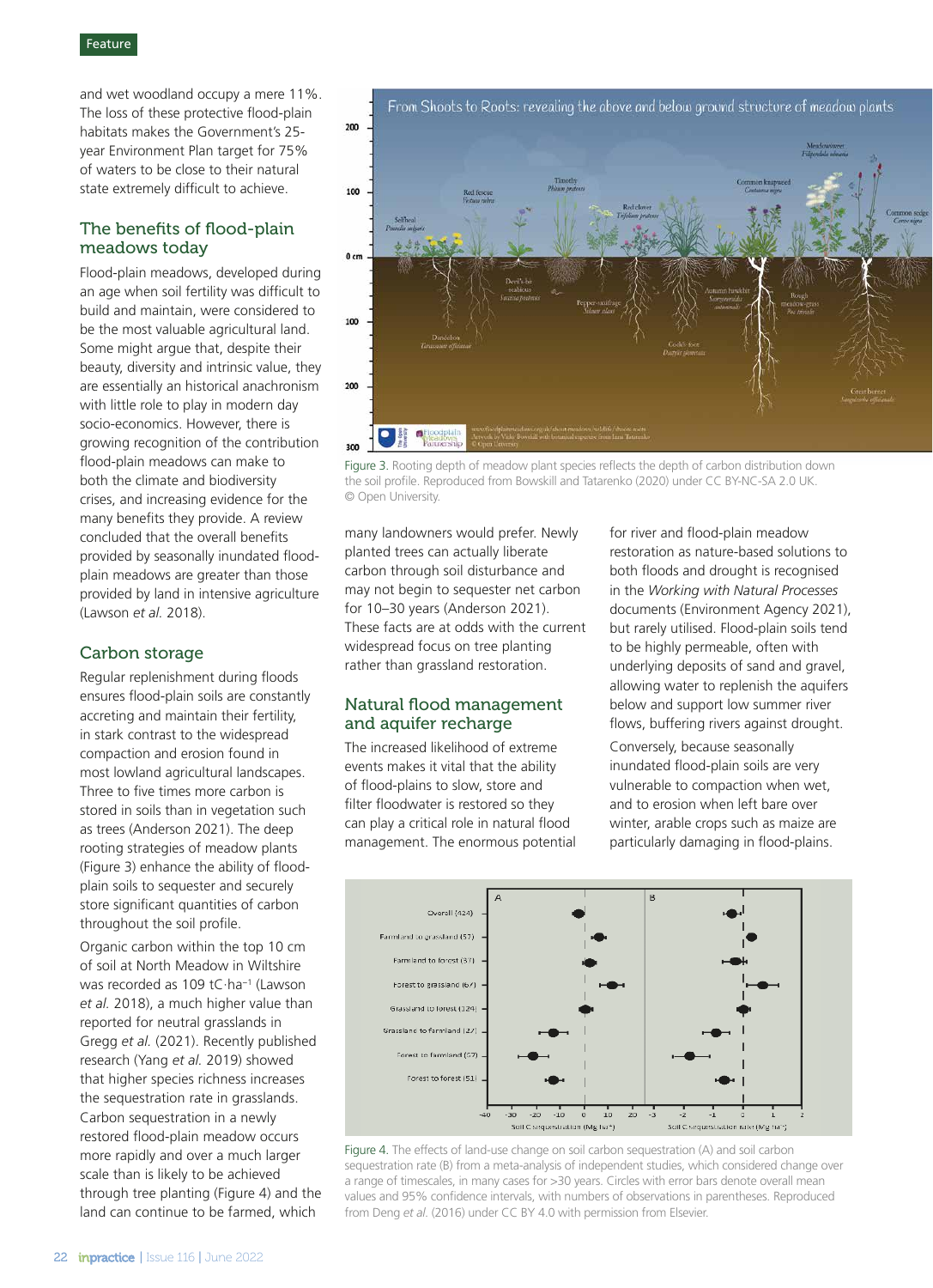and wet woodland occupy a mere 11%. The loss of these protective flood-plain habitats makes the Government's 25-year Environment Plan target for 75% of waters to be close to their natural state extremely difficult to achieve.

## The benefits of flood-plain meadows today

Flood-plain meadows, developed during an age when soil fertility was difficult to build and maintain, were considered to be the most valuable agricultural land. Some might argue that, despite their beauty, diversity and intrinsic value, they are essentially an historical anachronism with little role to play in modern day socio-economics. However, there is growing recognition of the contribution flood-plain meadows can make to both the climate and biodiversity crises, and increasing evidence for the many benefits they provide. A review concluded that the overall benefits provided by seasonally inundated flood-plain meadows are greater than those provided by land in intensive agriculture (Lawson *et al.* 2018).

## Carbon storage

Regular replenishment during floods ensures flood-plain soils are constantly accreting and maintain their fertility, in stark contrast to the widespread compaction and erosion found in most lowland agricultural landscapes. Three to five times more carbon is stored in soils than in vegetation such as trees (Anderson 2021). The deep rooting strategies of meadow plants (Figure 3) enhance the ability of flood-plain soils to sequester and securely store significant quantities of carbon throughout the soil profile.

Organic carbon within the top 10 cm of soil at North Meadow in Wiltshire was recorded as 109 $tC{\cdot}ha^{-1}$ (Lawson *et al.* 2018), a much higher value than reported for neutral grasslands in Gregg *et al.* (2021). Recently published research (Yang *et al.* 2019) showed that higher species richness increases the sequestration rate in grasslands. Carbon sequestration in a newly restored flood-plain meadow occurs more rapidly and over a much larger scale than is likely to be achieved through tree planting (Figure 4) and the land can continue to be farmed, which many landowners would prefer. Newly planted trees can actually liberate carbon through soil disturbance and may not begin to sequester net carbon for 10–30 years (Anderson 2021). These facts are at odds with the current widespread focus on tree planting rather than grassland restoration.

Figure 3. Rooting depth of meadow plant species reflects the depth of carbon distribution down the soil profile. Reproduced from Bowskill and Tatarenko (2020) under CC BY-NC-SA 2.0 UK. © Open University.

## Natural flood management and aquifer recharge

The increased likelihood of extreme events makes it vital that the ability of flood-plains to slow, store and filter floodwater is restored so they can play a critical role in natural flood management. The enormous potential for river and flood-plain meadow restoration as nature-based solutions to both floods and drought is recognised in the *Working with Natural Processes* documents (Environment Agency 2021), but rarely utilised. Flood-plain soils tend to be highly permeable, often with underlying deposits of sand and gravel, allowing water to replenish the aquifers below and support low summer river flows, buffering rivers against drought.

Conversely, because seasonally inundated flood-plain soils are very vulnerable to compaction when wet, and to erosion when left bare over winter, arable crops such as maize are particularly damaging in flood-plains.

Figure 4. The effects of land-use change on soil carbon sequestration (A) and soil carbon sequestration rate (B) from a meta-analysis of independent studies, which considered change over a range of timescales, in many cases for >30 years. Circles with error bars denote overall mean values and 95% confidence intervals, with numbers of observations in parentheses. Reproduced from Deng *et al.* (2016) under CC BY 4.0 with permission from Elsevier.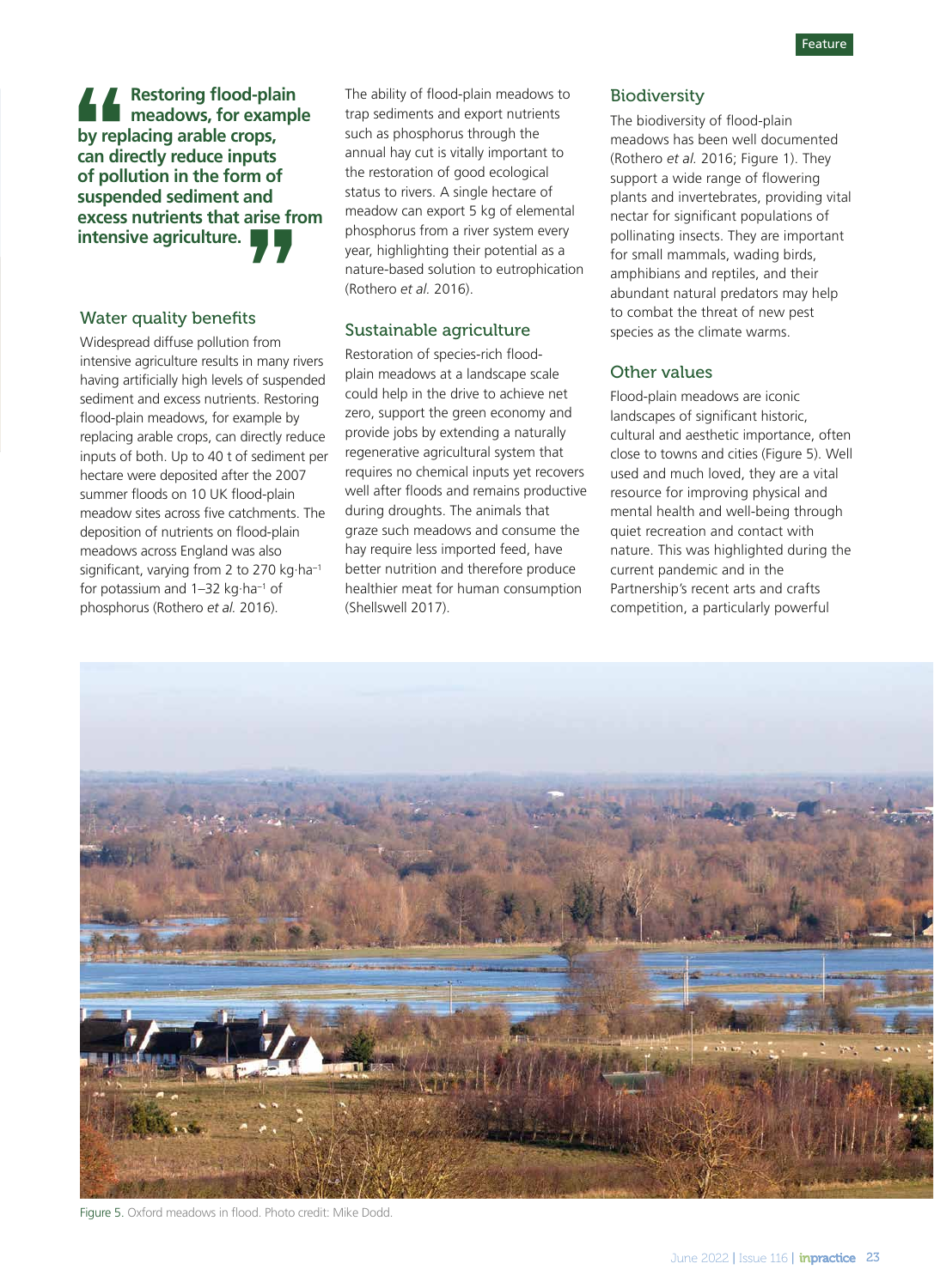> **Restoring flood-plain meadows, for example by replacing arable crops, can directly reduce inputs of pollution in the form of suspended sediment and excess nutrients that arise from intensive agriculture.**

## Water quality benefits

Widespread diffuse pollution from intensive agriculture results in many rivers having artificially high levels of suspended sediment and excess nutrients. Restoring flood-plain meadows, for example by replacing arable crops, can directly reduce inputs of both. Up to 40 t of sediment per hectare were deposited after the 2007 summer floods on 10 UK flood-plain meadow sites across five catchments. The deposition of nutrients on flood-plain meadows across England was also significant, varying from 2 to 270 kg·ha$^{-1}$ for potassium and 1–32 kg·ha$^{-1}$ of phosphorus (Rothero *et al.* 2016).

The ability of flood-plain meadows to trap sediments and export nutrients such as phosphorus through the annual hay cut is vitally important to the restoration of good ecological status to rivers. A single hectare of meadow can export 5 kg of elemental phosphorus from a river system every year, highlighting their potential as a nature-based solution to eutrophication (Rothero *et al.* 2016).

## Sustainable agriculture

Restoration of species-rich flood-plain meadows at a landscape scale could help in the drive to achieve net zero, support the green economy and provide jobs by extending a naturally regenerative agricultural system that requires no chemical inputs yet recovers well after floods and remains productive during droughts. The animals that graze such meadows and consume the hay require less imported feed, have better nutrition and therefore produce healthier meat for human consumption (Shellswell 2017).

## Biodiversity

The biodiversity of flood-plain meadows has been well documented (Rothero *et al.* 2016; Figure 1). They support a wide range of flowering plants and invertebrates, providing vital nectar for significant populations of pollinating insects. They are important for small mammals, wading birds, amphibians and reptiles, and their abundant natural predators may help to combat the threat of new pest species as the climate warms.

## Other values

Flood-plain meadows are iconic landscapes of significant historic, cultural and aesthetic importance, often close to towns and cities (Figure 5). Well used and much loved, they are a vital resource for improving physical and mental health and well-being through quiet recreation and contact with nature. This was highlighted during the current pandemic and in the Partnership's recent arts and crafts competition, a particularly powerful

Figure 5. Oxford meadows in flood. Photo credit: Mike Dodd.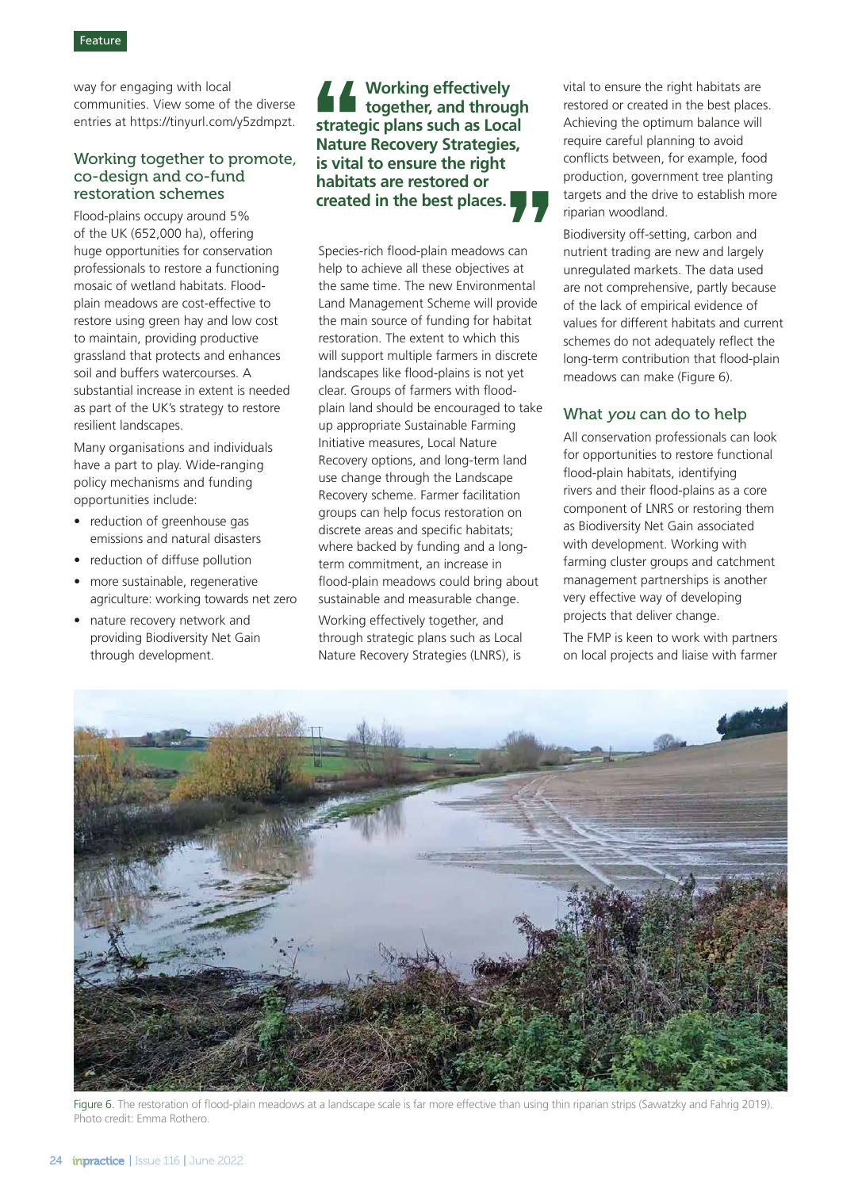way for engaging with local communities. View some of the diverse entries at https://tinyurl.com/y5zdmpzt.

## Working together to promote, co-design and co-fund restoration schemes

Flood-plains occupy around 5% of the UK (652,000 ha), offering huge opportunities for conservation professionals to restore a functioning mosaic of wetland habitats. Flood-plain meadows are cost-effective to restore using green hay and low cost to maintain, providing productive grassland that protects and enhances soil and buffers watercourses. A substantial increase in extent is needed as part of the UK's strategy to restore resilient landscapes.

Many organisations and individuals have a part to play. Wide-ranging policy mechanisms and funding opportunities include:

- reduction of greenhouse gas emissions and natural disasters
- reduction of diffuse pollution
- more sustainable, regenerative agriculture: working towards net zero
- nature recovery network and providing Biodiversity Net Gain through development.

> **Working effectively together, and through strategic plans such as Local Nature Recovery Strategies, is vital to ensure the right habitats are restored or created in the best places.**

Species-rich flood-plain meadows can help to achieve all these objectives at the same time. The new Environmental Land Management Scheme will provide the main source of funding for habitat restoration. The extent to which this will support multiple farmers in discrete landscapes like flood-plains is not yet clear. Groups of farmers with flood-plain land should be encouraged to take up appropriate Sustainable Farming Initiative measures, Local Nature Recovery options, and long-term land use change through the Landscape Recovery scheme. Farmer facilitation groups can help focus restoration on discrete areas and specific habitats; where backed by funding and a long-term commitment, an increase in flood-plain meadows could bring about sustainable and measurable change.

Working effectively together, and through strategic plans such as Local Nature Recovery Strategies (LNRS), is vital to ensure the right habitats are restored or created in the best places. Achieving the optimum balance will require careful planning to avoid conflicts between, for example, food production, government tree planting targets and the drive to establish more riparian woodland.

Biodiversity off-setting, carbon and nutrient trading are new and largely unregulated markets. The data used are not comprehensive, partly because of the lack of empirical evidence of values for different habitats and current schemes do not adequately reflect the long-term contribution that flood-plain meadows can make (Figure 6).

## What *you* can do to help

All conservation professionals can look for opportunities to restore functional flood-plain habitats, identifying rivers and their flood-plains as a core component of LNRS or restoring them as Biodiversity Net Gain associated with development. Working with farming cluster groups and catchment management partnerships is another very effective way of developing projects that deliver change.

The FMP is keen to work with partners on local projects and liaise with farmer

Figure 6. The restoration of flood-plain meadows at a landscape scale is far more effective than using thin riparian strips (Sawatzky and Fahrig 2019). Photo credit: Emma Rothero.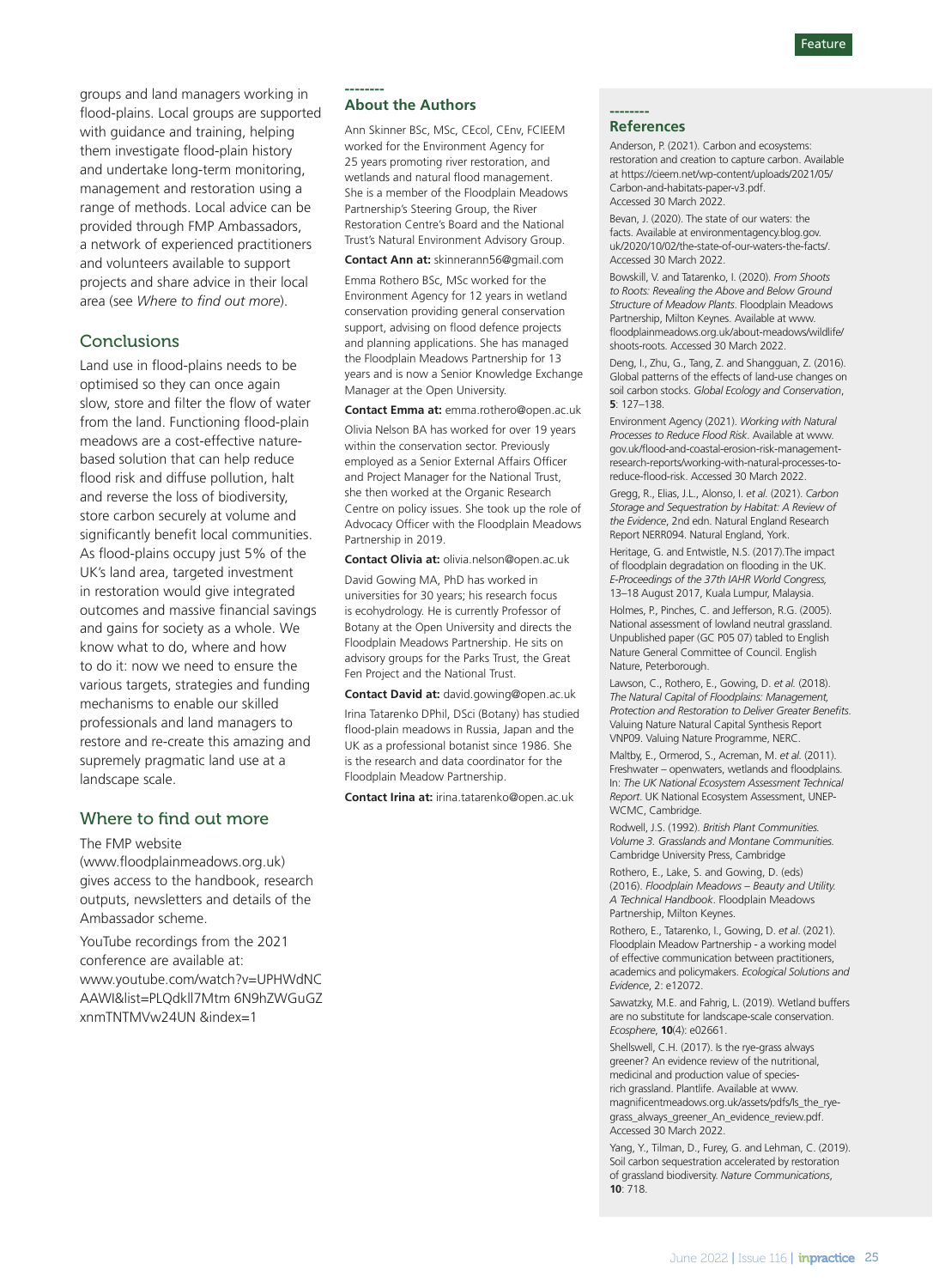groups and land managers working in flood-plains. Local groups are supported with guidance and training, helping them investigate flood-plain history and undertake long-term monitoring, management and restoration using a range of methods. Local advice can be provided through FMP Ambassadors, a network of experienced practitioners and volunteers available to support projects and share advice in their local area (see *Where to find out more*).

## Conclusions

Land use in flood-plains needs to be optimised so they can once again slow, store and filter the flow of water from the land. Functioning flood-plain meadows are a cost-effective nature-based solution that can help reduce flood risk and diffuse pollution, halt and reverse the loss of biodiversity, store carbon securely at volume and significantly benefit local communities. As flood-plains occupy just 5% of the UK's land area, targeted investment in restoration would give integrated outcomes and massive financial savings and gains for society as a whole. We know what to do, where and how to do it: now we need to ensure the various targets, strategies and funding mechanisms to enable our skilled professionals and land managers to restore and re-create this amazing and supremely pragmatic land use at a landscape scale.

## Where to find out more

The FMP website (www.floodplainmeadows.org.uk) gives access to the handbook, research outputs, newsletters and details of the Ambassador scheme.

YouTube recordings from the 2021 conference are available at: www.youtube.com/watch?v=UPHWdNCAAWI&list=PLQdkll7Mtm 6N9hZWGuGZxnmTNTMVw24UN &index=1

## About the Authors

Ann Skinner BSc, MSc, CEcol, CEnv, FCIEEM worked for the Environment Agency for 25 years promoting river restoration, and wetlands and natural flood management. She is a member of the Floodplain Meadows Partnership's Steering Group, the River Restoration Centre's Board and the National Trust's Natural Environment Advisory Group.

**Contact Ann at:** skinnerann56@gmail.com

Emma Rothero BSc, MSc worked for the Environment Agency for 12 years in wetland conservation providing general conservation support, advising on flood defence projects and planning applications. She has managed the Floodplain Meadows Partnership for 13 years and is now a Senior Knowledge Exchange Manager at the Open University.

**Contact Emma at:** emma.rothero@open.ac.uk

Olivia Nelson BA has worked for over 19 years within the conservation sector. Previously employed as a Senior External Affairs Officer and Project Manager for the National Trust, she then worked at the Organic Research Centre on policy issues. She took up the role of Advocacy Officer with the Floodplain Meadows Partnership in 2019.

**Contact Olivia at:** olivia.nelson@open.ac.uk

David Gowing MA, PhD has worked in universities for 30 years; his research focus is ecohydrology. He is currently Professor of Botany at the Open University and directs the Floodplain Meadows Partnership. He sits on advisory groups for the Parks Trust, the Great Fen Project and the National Trust.

**Contact David at:** david.gowing@open.ac.uk

Irina Tatarenko DPhil, DSci (Botany) has studied flood-plain meadows in Russia, Japan and the UK as a professional botanist since 1986. She is the research and data coordinator for the Floodplain Meadow Partnership.

**Contact Irina at:** irina.tatarenko@open.ac.uk

## References

Anderson, P. (2021). Carbon and ecosystems: restoration and creation to capture carbon. Available at https://cieem.net/wp-content/uploads/2021/05/Carbon-and-habitats-paper-v3.pdf. Accessed 30 March 2022.

Bevan, J. (2020). The state of our waters: the facts. Available at environmentagency.blog.gov.uk/2020/10/02/the-state-of-our-waters-the-facts/. Accessed 30 March 2022.

Bowskill, V. and Tatarenko, I. (2020). *From Shoots to Roots: Revealing the Above and Below Ground Structure of Meadow Plants*. Floodplain Meadows Partnership, Milton Keynes. Available at www.floodplainmeadows.org.uk/about-meadows/wildlife/shoots-roots. Accessed 30 March 2022.

Deng, I., Zhu, G., Tang, Z. and Shangguan, Z. (2016). Global patterns of the effects of land-use changes on soil carbon stocks. *Global Ecology and Conservation*, **5**: 127–138.

Environment Agency (2021). *Working with Natural Processes to Reduce Flood Risk*. Available at www.gov.uk/flood-and-coastal-erosion-risk-management-research-reports/working-with-natural-processes-to-reduce-flood-risk. Accessed 30 March 2022.

Gregg, R., Elias, J.L., Alonso, I. *et al.* (2021). *Carbon Storage and Sequestration by Habitat: A Review of the Evidence*, 2nd edn. Natural England Research Report NERR094. Natural England, York.

Heritage, G. and Entwistle, N.S. (2017).The impact of floodplain degradation on flooding in the UK. *E-Proceedings of the 37th IAHR World Congress*, 13–18 August 2017, Kuala Lumpur, Malaysia.

Holmes, P., Pinches, C. and Jefferson, R.G. (2005). National assessment of lowland neutral grassland. Unpublished paper (GC P05 07) tabled to English Nature General Committee of Council. English Nature, Peterborough.

Lawson, C., Rothero, E., Gowing, D. *et al.* (2018). *The Natural Capital of Floodplains: Management, Protection and Restoration to Deliver Greater Benefits*. Valuing Nature Natural Capital Synthesis Report VNP09. Valuing Nature Programme, NERC.

Maltby, E., Ormerod, S., Acreman, M. *et al.* (2011). Freshwater – openwaters, wetlands and floodplains. In: *The UK National Ecosystem Assessment Technical Report*. UK National Ecosystem Assessment, UNEP-WCMC, Cambridge.

Rodwell, J.S. (1992). *British Plant Communities. Volume 3. Grasslands and Montane Communities*. Cambridge University Press, Cambridge

Rothero, E., Lake, S. and Gowing, D. (eds) (2016). *Floodplain Meadows – Beauty and Utility. A Technical Handbook*. Floodplain Meadows Partnership, Milton Keynes.

Rothero, E., Tatarenko, I., Gowing, D. *et al.* (2021). Floodplain Meadow Partnership - a working model of effective communication between practitioners, academics and policymakers. *Ecological Solutions and Evidence*, 2: e12072.

Sawatzky, M.E. and Fahrig, L. (2019). Wetland buffers are no substitute for landscape-scale conservation. *Ecosphere*, **10**(4): e02661.

Shellswell, C.H. (2017). Is the rye-grass always greener? An evidence review of the nutritional, medicinal and production value of species-rich grassland. Plantlife. Available at www.magnificentmeadows.org.uk/assets/pdfs/Is_the_rye-grass_always_greener_An_evidence_review.pdf. Accessed 30 March 2022.

Yang, Y., Tilman, D., Furey, G. and Lehman, C. (2019). Soil carbon sequestration accelerated by restoration of grassland biodiversity. *Nature Communications*, **10**: 718.